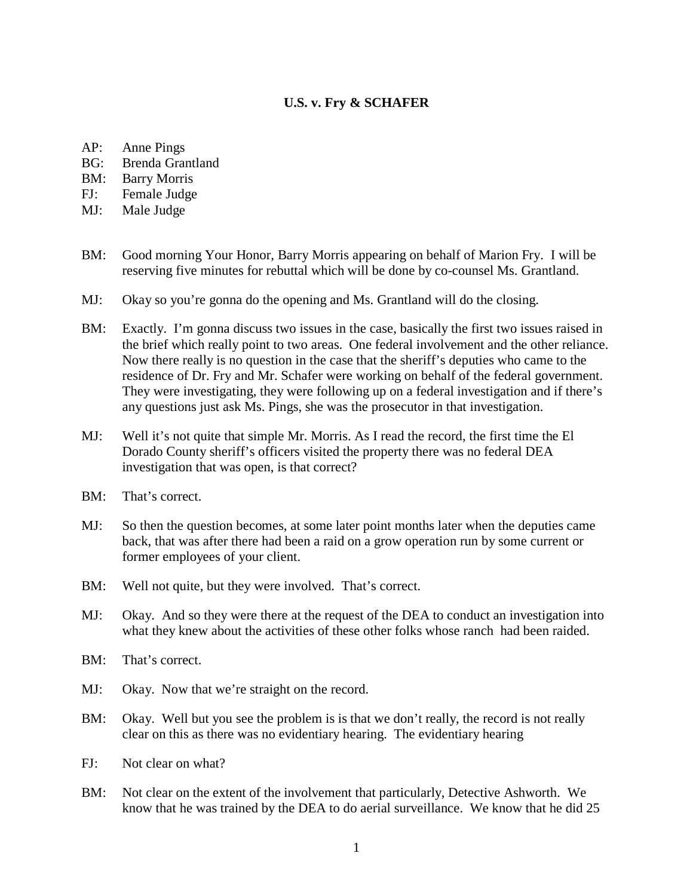**U.S. v. Fry & SCHAFER**

AP: Anne Pings
BG: Brenda Grantland
BM: Barry Morris
FJ: Female Judge
MJ: Male Judge

BM: Good morning Your Honor, Barry Morris appearing on behalf of Marion Fry. I will be reserving five minutes for rebuttal which will be done by co-counsel Ms. Grantland.

MJ: Okay so you're gonna do the opening and Ms. Grantland will do the closing.

BM: Exactly. I'm gonna discuss two issues in the case, basically the first two issues raised in the brief which really point to two areas. One federal involvement and the other reliance. Now there really is no question in the case that the sheriff's deputies who came to the residence of Dr. Fry and Mr. Schafer were working on behalf of the federal government. They were investigating, they were following up on a federal investigation and if there's any questions just ask Ms. Pings, she was the prosecutor in that investigation.

MJ: Well it's not quite that simple Mr. Morris. As I read the record, the first time the El Dorado County sheriff's officers visited the property there was no federal DEA investigation that was open, is that correct?

BM: That's correct.

MJ: So then the question becomes, at some later point months later when the deputies came back, that was after there had been a raid on a grow operation run by some current or former employees of your client.

BM: Well not quite, but they were involved. That's correct.

MJ: Okay. And so they were there at the request of the DEA to conduct an investigation into what they knew about the activities of these other folks whose ranch had been raided.

BM: That's correct.

MJ: Okay. Now that we're straight on the record.

BM: Okay. Well but you see the problem is is that we don't really, the record is not really clear on this as there was no evidentiary hearing. The evidentiary hearing

FJ: Not clear on what?

BM: Not clear on the extent of the involvement that particularly, Detective Ashworth. We know that he was trained by the DEA to do aerial surveillance. We know that he did 25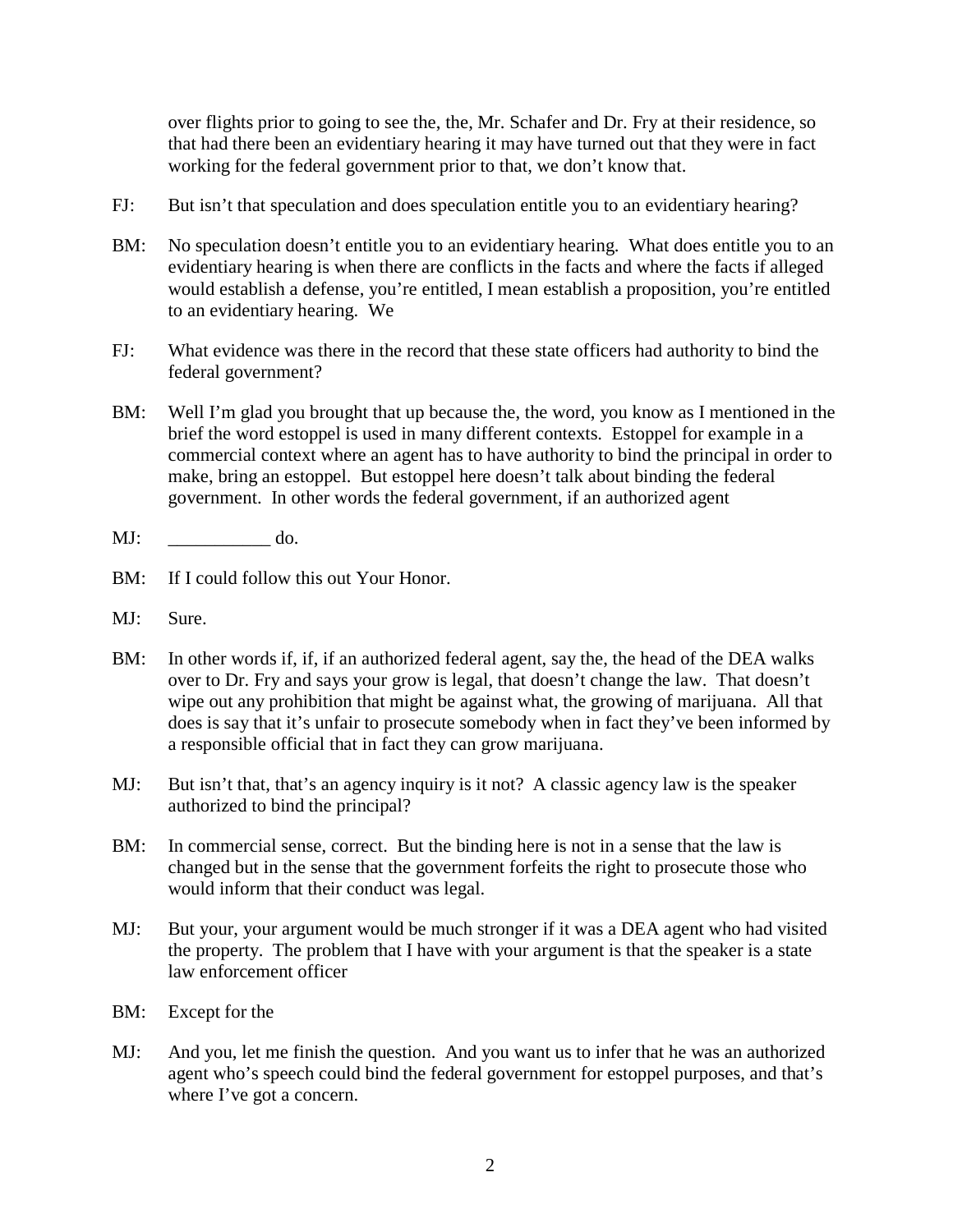over flights prior to going to see the, the, Mr. Schafer and Dr. Fry at their residence, so that had there been an evidentiary hearing it may have turned out that they were in fact working for the federal government prior to that, we don't know that.

FJ: But isn't that speculation and does speculation entitle you to an evidentiary hearing?

BM: No speculation doesn't entitle you to an evidentiary hearing. What does entitle you to an evidentiary hearing is when there are conflicts in the facts and where the facts if alleged would establish a defense, you're entitled, I mean establish a proposition, you're entitled to an evidentiary hearing. We

FJ: What evidence was there in the record that these state officers had authority to bind the federal government?

BM: Well I'm glad you brought that up because the, the word, you know as I mentioned in the brief the word estoppel is used in many different contexts. Estoppel for example in a commercial context where an agent has to have authority to bind the principal in order to make, bring an estoppel. But estoppel here doesn't talk about binding the federal government. In other words the federal government, if an authorized agent

MJ: ___________ do.

BM: If I could follow this out Your Honor.

MJ: Sure.

BM: In other words if, if, if an authorized federal agent, say the, the head of the DEA walks over to Dr. Fry and says your grow is legal, that doesn't change the law. That doesn't wipe out any prohibition that might be against what, the growing of marijuana. All that does is say that it's unfair to prosecute somebody when in fact they've been informed by a responsible official that in fact they can grow marijuana.

MJ: But isn't that, that's an agency inquiry is it not? A classic agency law is the speaker authorized to bind the principal?

BM: In commercial sense, correct. But the binding here is not in a sense that the law is changed but in the sense that the government forfeits the right to prosecute those who would inform that their conduct was legal.

MJ: But your, your argument would be much stronger if it was a DEA agent who had visited the property. The problem that I have with your argument is that the speaker is a state law enforcement officer

BM: Except for the

MJ: And you, let me finish the question. And you want us to infer that he was an authorized agent who's speech could bind the federal government for estoppel purposes, and that's where I've got a concern.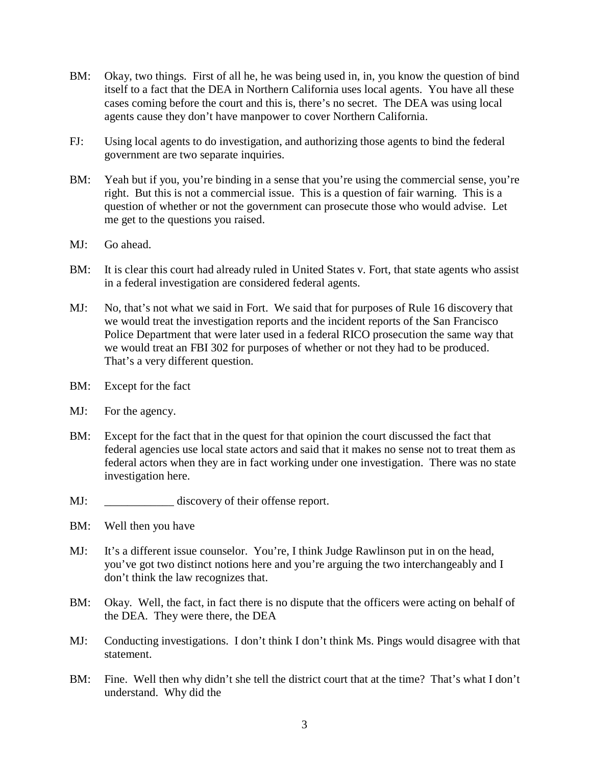BM: Okay, two things. First of all he, he was being used in, in, you know the question of bind itself to a fact that the DEA in Northern California uses local agents. You have all these cases coming before the court and this is, there's no secret. The DEA was using local agents cause they don't have manpower to cover Northern California.

FJ: Using local agents to do investigation, and authorizing those agents to bind the federal government are two separate inquiries.

BM: Yeah but if you, you're binding in a sense that you're using the commercial sense, you're right. But this is not a commercial issue. This is a question of fair warning. This is a question of whether or not the government can prosecute those who would advise. Let me get to the questions you raised.

MJ: Go ahead.

BM: It is clear this court had already ruled in United States v. Fort, that state agents who assist in a federal investigation are considered federal agents.

MJ: No, that's not what we said in Fort. We said that for purposes of Rule 16 discovery that we would treat the investigation reports and the incident reports of the San Francisco Police Department that were later used in a federal RICO prosecution the same way that we would treat an FBI 302 for purposes of whether or not they had to be produced. That's a very different question.

BM: Except for the fact

MJ: For the agency.

BM: Except for the fact that in the quest for that opinion the court discussed the fact that federal agencies use local state actors and said that it makes no sense not to treat them as federal actors when they are in fact working under one investigation. There was no state investigation here.

MJ: ____________ discovery of their offense report.

BM: Well then you have

MJ: It's a different issue counselor. You're, I think Judge Rawlinson put in on the head, you've got two distinct notions here and you're arguing the two interchangeably and I don't think the law recognizes that.

BM: Okay. Well, the fact, in fact there is no dispute that the officers were acting on behalf of the DEA. They were there, the DEA

MJ: Conducting investigations. I don't think I don't think Ms. Pings would disagree with that statement.

BM: Fine. Well then why didn't she tell the district court that at the time? That's what I don't understand. Why did the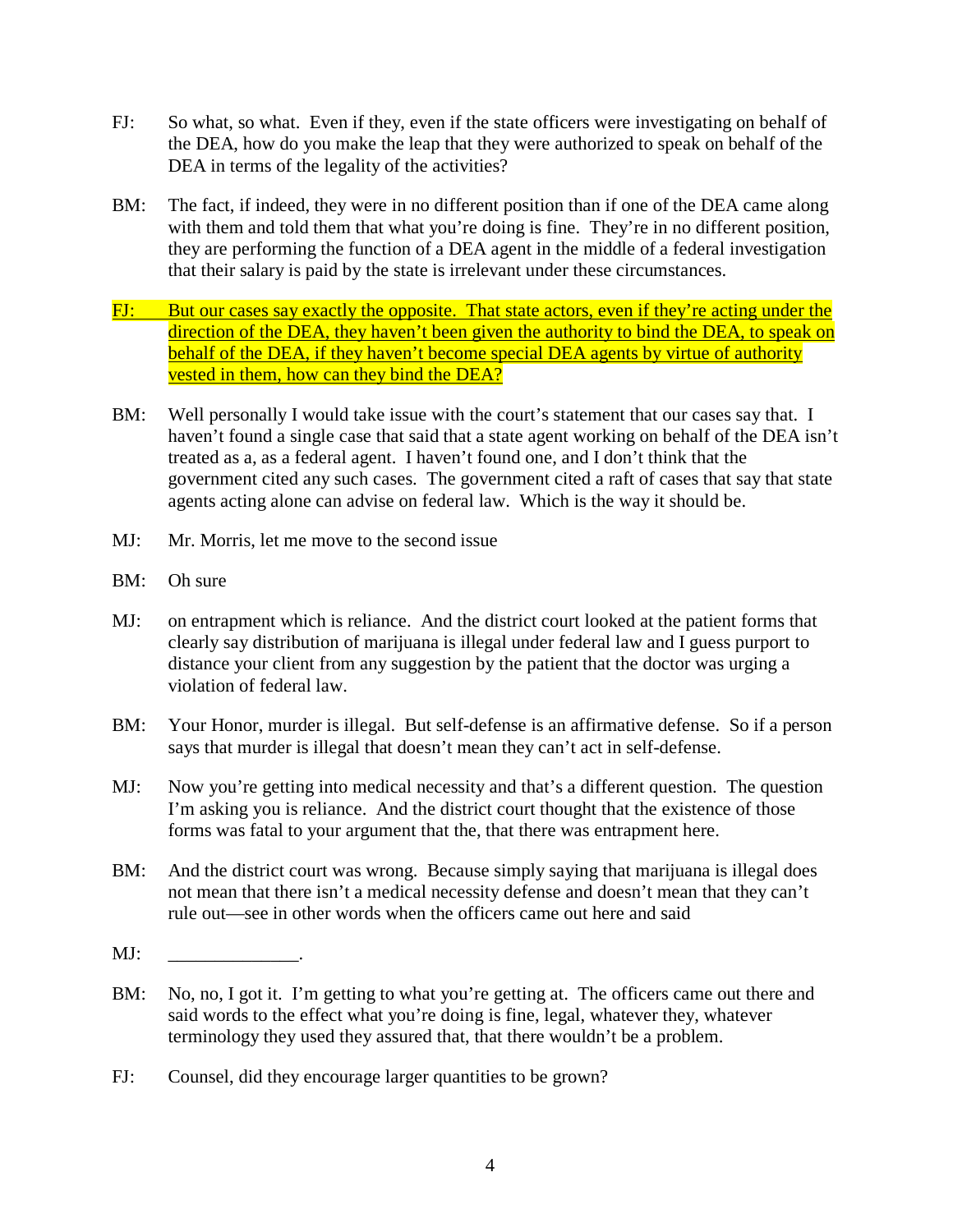FJ: So what, so what. Even if they, even if the state officers were investigating on behalf of the DEA, how do you make the leap that they were authorized to speak on behalf of the DEA in terms of the legality of the activities?

BM: The fact, if indeed, they were in no different position than if one of the DEA came along with them and told them that what you're doing is fine. They're in no different position, they are performing the function of a DEA agent in the middle of a federal investigation that their salary is paid by the state is irrelevant under these circumstances.

FJ: But our cases say exactly the opposite. That state actors, even if they're acting under the direction of the DEA, they haven't been given the authority to bind the DEA, to speak on behalf of the DEA, if they haven't become special DEA agents by virtue of authority vested in them, how can they bind the DEA?

BM: Well personally I would take issue with the court's statement that our cases say that. I haven't found a single case that said that a state agent working on behalf of the DEA isn't treated as a, as a federal agent. I haven't found one, and I don't think that the government cited any such cases. The government cited a raft of cases that say that state agents acting alone can advise on federal law. Which is the way it should be.

MJ: Mr. Morris, let me move to the second issue

BM: Oh sure

MJ: on entrapment which is reliance. And the district court looked at the patient forms that clearly say distribution of marijuana is illegal under federal law and I guess purport to distance your client from any suggestion by the patient that the doctor was urging a violation of federal law.

BM: Your Honor, murder is illegal. But self-defense is an affirmative defense. So if a person says that murder is illegal that doesn't mean they can't act in self-defense.

MJ: Now you're getting into medical necessity and that's a different question. The question I'm asking you is reliance. And the district court thought that the existence of those forms was fatal to your argument that the, that there was entrapment here.

BM: And the district court was wrong. Because simply saying that marijuana is illegal does not mean that there isn't a medical necessity defense and doesn't mean that they can't rule out—see in other words when the officers came out here and said

MJ: ______________.

BM: No, no, I got it. I'm getting to what you're getting at. The officers came out there and said words to the effect what you're doing is fine, legal, whatever they, whatever terminology they used they assured that, that there wouldn't be a problem.

FJ: Counsel, did they encourage larger quantities to be grown?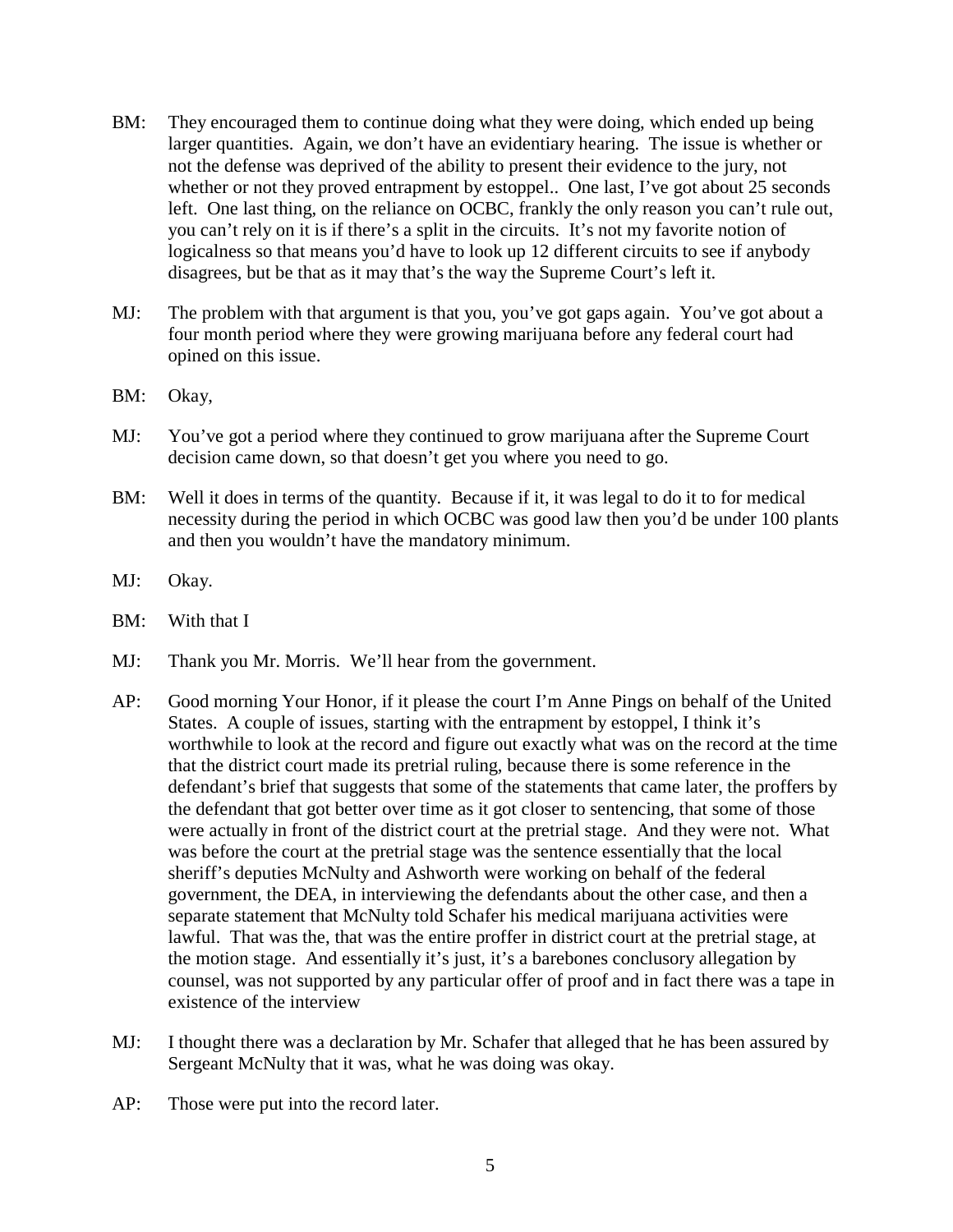BM: They encouraged them to continue doing what they were doing, which ended up being larger quantities. Again, we don't have an evidentiary hearing. The issue is whether or not the defense was deprived of the ability to present their evidence to the jury, not whether or not they proved entrapment by estoppel.. One last, I've got about 25 seconds left. One last thing, on the reliance on OCBC, frankly the only reason you can't rule out, you can't rely on it is if there's a split in the circuits. It's not my favorite notion of logicalness so that means you'd have to look up 12 different circuits to see if anybody disagrees, but be that as it may that's the way the Supreme Court's left it.

MJ: The problem with that argument is that you, you've got gaps again. You've got about a four month period where they were growing marijuana before any federal court had opined on this issue.

BM: Okay,

MJ: You've got a period where they continued to grow marijuana after the Supreme Court decision came down, so that doesn't get you where you need to go.

BM: Well it does in terms of the quantity. Because if it, it was legal to do it to for medical necessity during the period in which OCBC was good law then you'd be under 100 plants and then you wouldn't have the mandatory minimum.

MJ: Okay.

BM: With that I

MJ: Thank you Mr. Morris. We'll hear from the government.

AP: Good morning Your Honor, if it please the court I'm Anne Pings on behalf of the United States. A couple of issues, starting with the entrapment by estoppel, I think it's worthwhile to look at the record and figure out exactly what was on the record at the time that the district court made its pretrial ruling, because there is some reference in the defendant's brief that suggests that some of the statements that came later, the proffers by the defendant that got better over time as it got closer to sentencing, that some of those were actually in front of the district court at the pretrial stage. And they were not. What was before the court at the pretrial stage was the sentence essentially that the local sheriff's deputies McNulty and Ashworth were working on behalf of the federal government, the DEA, in interviewing the defendants about the other case, and then a separate statement that McNulty told Schafer his medical marijuana activities were lawful. That was the, that was the entire proffer in district court at the pretrial stage, at the motion stage. And essentially it's just, it's a barebones conclusory allegation by counsel, was not supported by any particular offer of proof and in fact there was a tape in existence of the interview

MJ: I thought there was a declaration by Mr. Schafer that alleged that he has been assured by Sergeant McNulty that it was, what he was doing was okay.

AP: Those were put into the record later.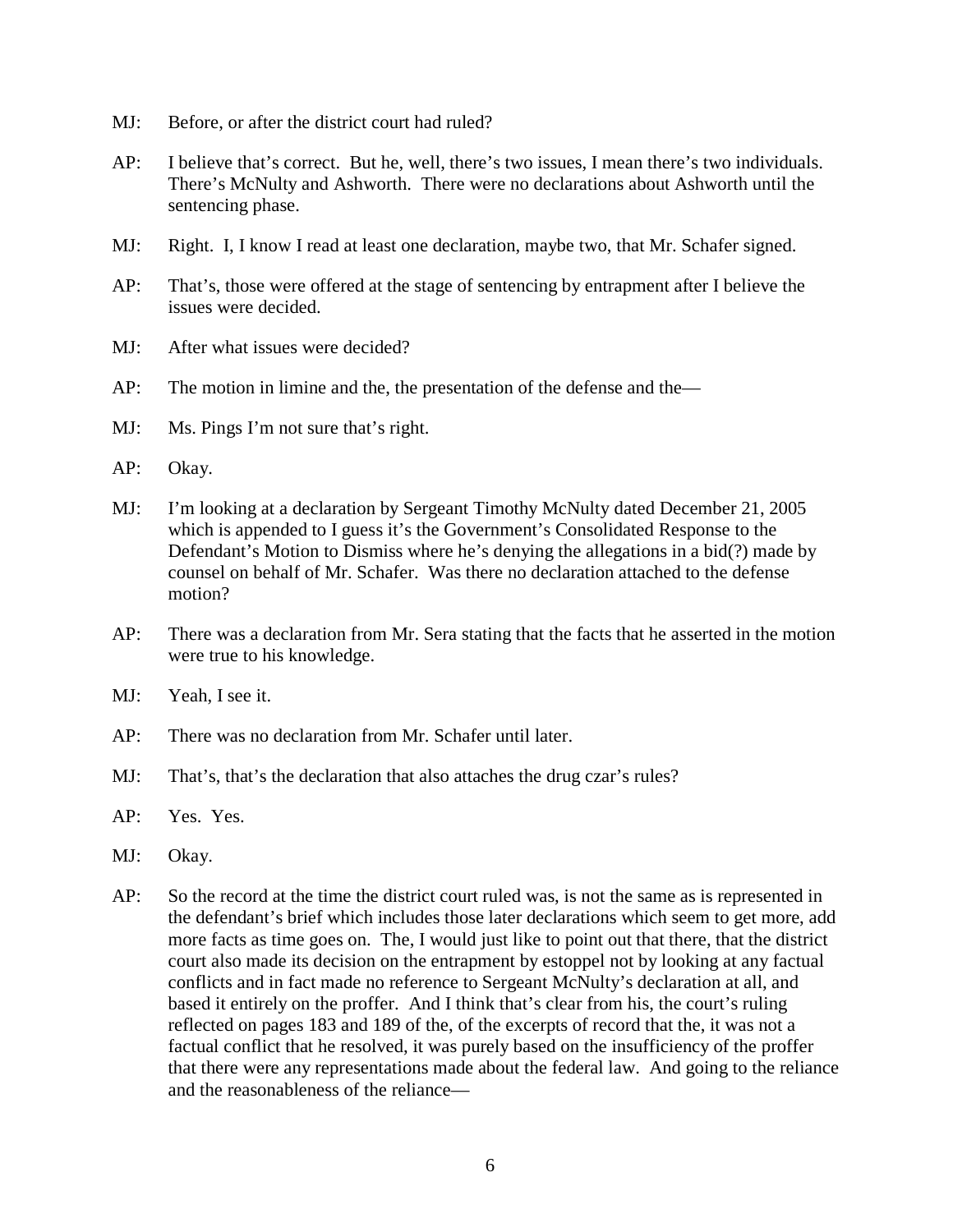MJ: Before, or after the district court had ruled?

AP: I believe that's correct. But he, well, there's two issues, I mean there's two individuals. There's McNulty and Ashworth. There were no declarations about Ashworth until the sentencing phase.

MJ: Right. I, I know I read at least one declaration, maybe two, that Mr. Schafer signed.

AP: That's, those were offered at the stage of sentencing by entrapment after I believe the issues were decided.

MJ: After what issues were decided?

AP: The motion in limine and the, the presentation of the defense and the—

MJ: Ms. Pings I'm not sure that's right.

AP: Okay.

MJ: I'm looking at a declaration by Sergeant Timothy McNulty dated December 21, 2005 which is appended to I guess it's the Government's Consolidated Response to the Defendant's Motion to Dismiss where he's denying the allegations in a bid(?) made by counsel on behalf of Mr. Schafer. Was there no declaration attached to the defense motion?

AP: There was a declaration from Mr. Sera stating that the facts that he asserted in the motion were true to his knowledge.

MJ: Yeah, I see it.

AP: There was no declaration from Mr. Schafer until later.

MJ: That's, that's the declaration that also attaches the drug czar's rules?

AP: Yes. Yes.

MJ: Okay.

AP: So the record at the time the district court ruled was, is not the same as is represented in the defendant's brief which includes those later declarations which seem to get more, add more facts as time goes on. The, I would just like to point out that there, that the district court also made its decision on the entrapment by estoppel not by looking at any factual conflicts and in fact made no reference to Sergeant McNulty's declaration at all, and based it entirely on the proffer. And I think that's clear from his, the court's ruling reflected on pages 183 and 189 of the, of the excerpts of record that the, it was not a factual conflict that he resolved, it was purely based on the insufficiency of the proffer that there were any representations made about the federal law. And going to the reliance and the reasonableness of the reliance—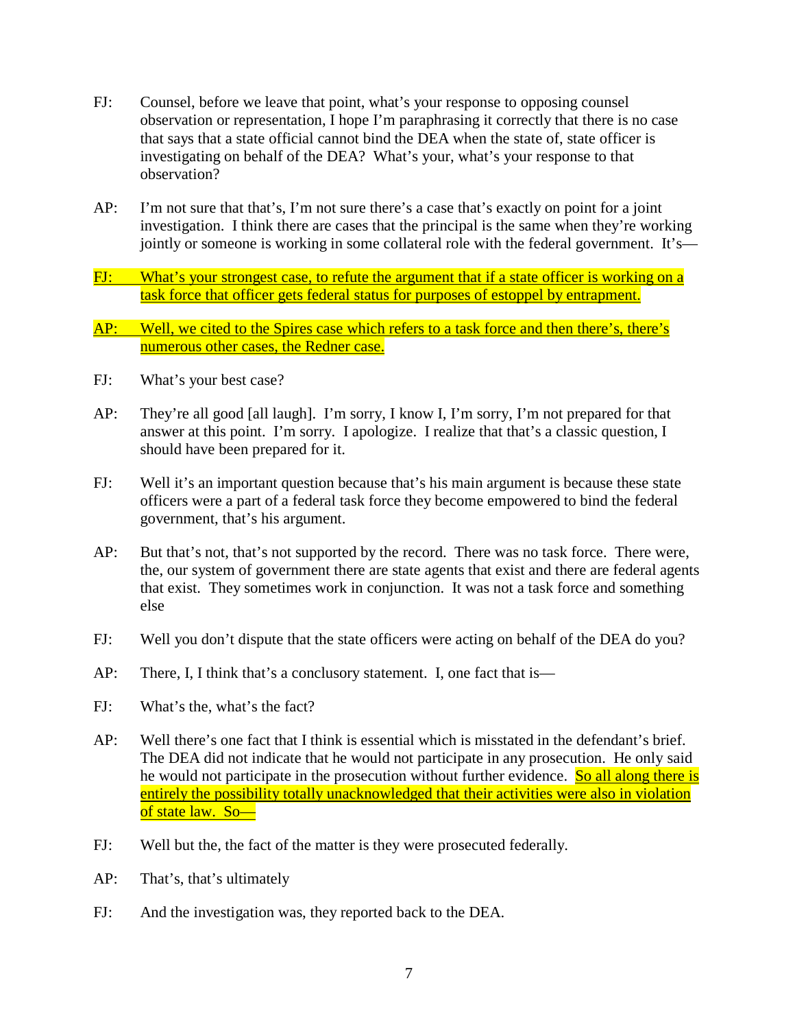FJ: Counsel, before we leave that point, what's your response to opposing counsel observation or representation, I hope I'm paraphrasing it correctly that there is no case that says that a state official cannot bind the DEA when the state of, state officer is investigating on behalf of the DEA? What's your, what's your response to that observation?

AP: I'm not sure that that's, I'm not sure there's a case that's exactly on point for a joint investigation. I think there are cases that the principal is the same when they're working jointly or someone is working in some collateral role with the federal government. It's—

FJ: What's your strongest case, to refute the argument that if a state officer is working on a task force that officer gets federal status for purposes of estoppel by entrapment.

AP: Well, we cited to the Spires case which refers to a task force and then there's, there's numerous other cases, the Redner case.

FJ: What's your best case?

AP: They're all good [all laugh]. I'm sorry, I know I, I'm sorry, I'm not prepared for that answer at this point. I'm sorry. I apologize. I realize that that's a classic question, I should have been prepared for it.

FJ: Well it's an important question because that's his main argument is because these state officers were a part of a federal task force they become empowered to bind the federal government, that's his argument.

AP: But that's not, that's not supported by the record. There was no task force. There were, the, our system of government there are state agents that exist and there are federal agents that exist. They sometimes work in conjunction. It was not a task force and something else

FJ: Well you don't dispute that the state officers were acting on behalf of the DEA do you?

AP: There, I, I think that's a conclusory statement. I, one fact that is—

FJ: What's the, what's the fact?

AP: Well there's one fact that I think is essential which is misstated in the defendant's brief. The DEA did not indicate that he would not participate in any prosecution. He only said he would not participate in the prosecution without further evidence. So all along there is entirely the possibility totally unacknowledged that their activities were also in violation of state law. So—

FJ: Well but the, the fact of the matter is they were prosecuted federally.

AP: That's, that's ultimately

FJ: And the investigation was, they reported back to the DEA.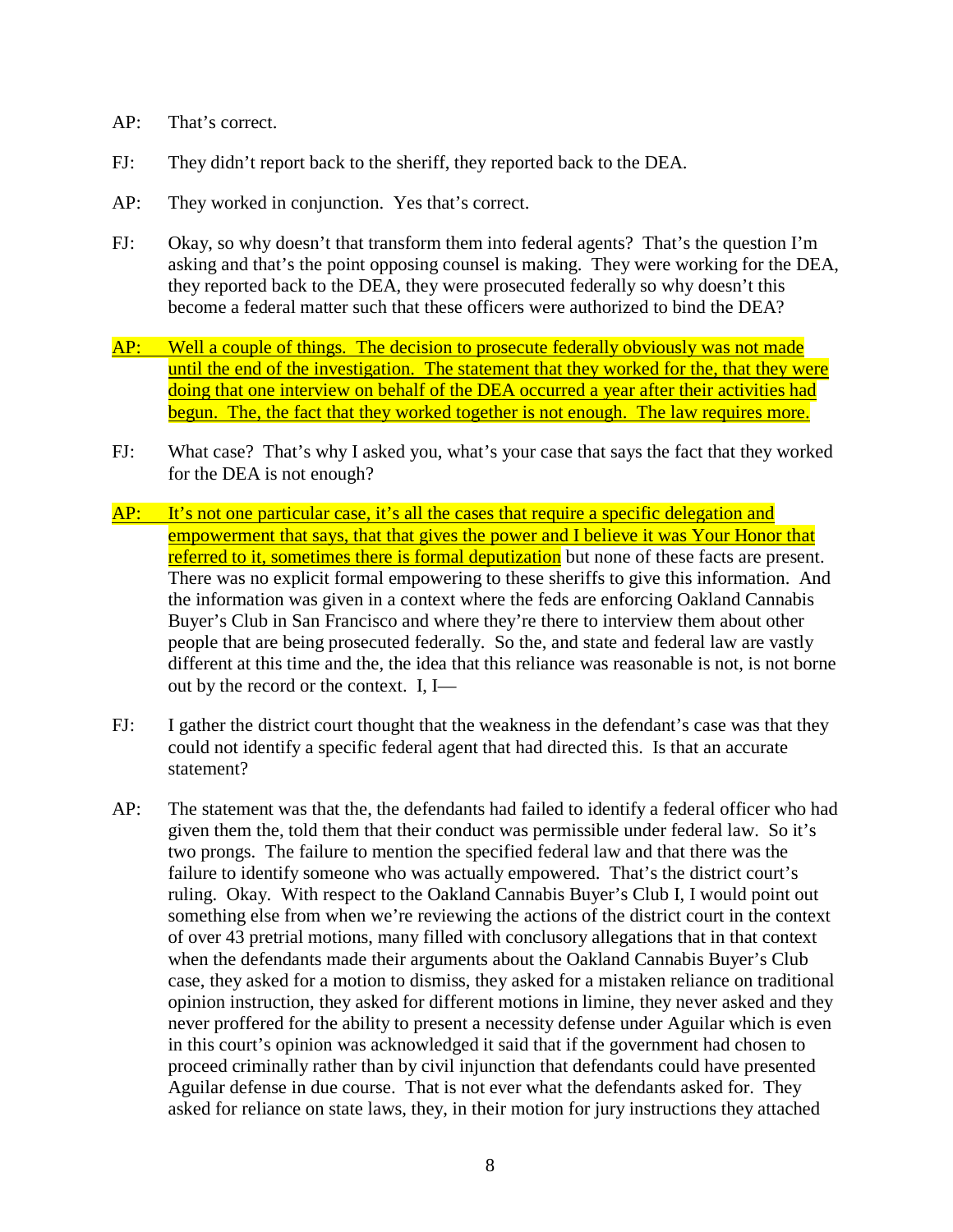AP: That's correct.

FJ: They didn't report back to the sheriff, they reported back to the DEA.

AP: They worked in conjunction. Yes that's correct.

FJ: Okay, so why doesn't that transform them into federal agents? That's the question I'm asking and that's the point opposing counsel is making. They were working for the DEA, they reported back to the DEA, they were prosecuted federally so why doesn't this become a federal matter such that these officers were authorized to bind the DEA?

AP: Well a couple of things. The decision to prosecute federally obviously was not made until the end of the investigation. The statement that they worked for the, that they were doing that one interview on behalf of the DEA occurred a year after their activities had begun. The, the fact that they worked together is not enough. The law requires more.

FJ: What case? That's why I asked you, what's your case that says the fact that they worked for the DEA is not enough?

AP: It's not one particular case, it's all the cases that require a specific delegation and empowerment that says, that that gives the power and I believe it was Your Honor that referred to it, sometimes there is formal deputization but none of these facts are present. There was no explicit formal empowering to these sheriffs to give this information. And the information was given in a context where the feds are enforcing Oakland Cannabis Buyer's Club in San Francisco and where they're there to interview them about other people that are being prosecuted federally. So the, and state and federal law are vastly different at this time and the, the idea that this reliance was reasonable is not, is not borne out by the record or the context. I, I—

FJ: I gather the district court thought that the weakness in the defendant's case was that they could not identify a specific federal agent that had directed this. Is that an accurate statement?

AP: The statement was that the, the defendants had failed to identify a federal officer who had given them the, told them that their conduct was permissible under federal law. So it's two prongs. The failure to mention the specified federal law and that there was the failure to identify someone who was actually empowered. That's the district court's ruling. Okay. With respect to the Oakland Cannabis Buyer's Club I, I would point out something else from when we're reviewing the actions of the district court in the context of over 43 pretrial motions, many filled with conclusory allegations that in that context when the defendants made their arguments about the Oakland Cannabis Buyer's Club case, they asked for a motion to dismiss, they asked for a mistaken reliance on traditional opinion instruction, they asked for different motions in limine, they never asked and they never proffered for the ability to present a necessity defense under Aguilar which is even in this court's opinion was acknowledged it said that if the government had chosen to proceed criminally rather than by civil injunction that defendants could have presented Aguilar defense in due course. That is not ever what the defendants asked for. They asked for reliance on state laws, they, in their motion for jury instructions they attached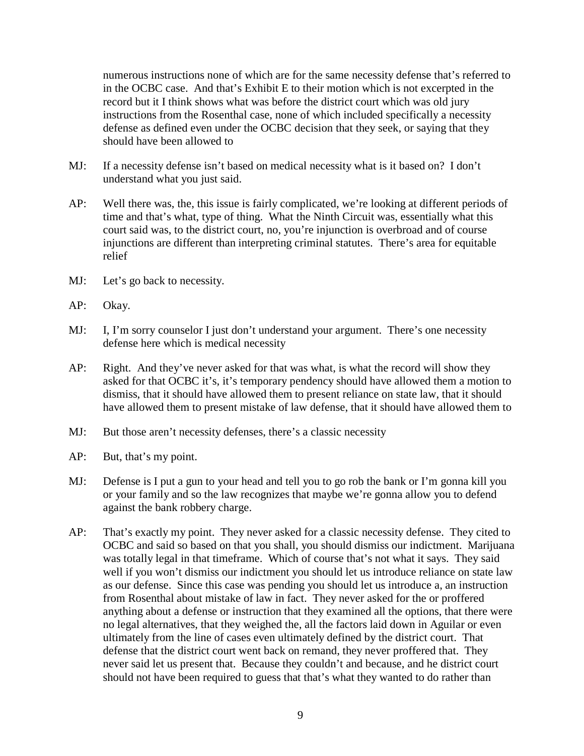numerous instructions none of which are for the same necessity defense that's referred to in the OCBC case. And that's Exhibit E to their motion which is not excerpted in the record but it I think shows what was before the district court which was old jury instructions from the Rosenthal case, none of which included specifically a necessity defense as defined even under the OCBC decision that they seek, or saying that they should have been allowed to

MJ: If a necessity defense isn't based on medical necessity what is it based on? I don't understand what you just said.

AP: Well there was, the, this issue is fairly complicated, we're looking at different periods of time and that's what, type of thing. What the Ninth Circuit was, essentially what this court said was, to the district court, no, you're injunction is overbroad and of course injunctions are different than interpreting criminal statutes. There's area for equitable relief

MJ: Let's go back to necessity.

AP: Okay.

MJ: I, I'm sorry counselor I just don't understand your argument. There's one necessity defense here which is medical necessity

AP: Right. And they've never asked for that was what, is what the record will show they asked for that OCBC it's, it's temporary pendency should have allowed them a motion to dismiss, that it should have allowed them to present reliance on state law, that it should have allowed them to present mistake of law defense, that it should have allowed them to

MJ: But those aren't necessity defenses, there's a classic necessity

AP: But, that's my point.

MJ: Defense is I put a gun to your head and tell you to go rob the bank or I'm gonna kill you or your family and so the law recognizes that maybe we're gonna allow you to defend against the bank robbery charge.

AP: That's exactly my point. They never asked for a classic necessity defense. They cited to OCBC and said so based on that you shall, you should dismiss our indictment. Marijuana was totally legal in that timeframe. Which of course that's not what it says. They said well if you won't dismiss our indictment you should let us introduce reliance on state law as our defense. Since this case was pending you should let us introduce a, an instruction from Rosenthal about mistake of law in fact. They never asked for the or proffered anything about a defense or instruction that they examined all the options, that there were no legal alternatives, that they weighed the, all the factors laid down in Aguilar or even ultimately from the line of cases even ultimately defined by the district court. That defense that the district court went back on remand, they never proffered that. They never said let us present that. Because they couldn't and because, and he district court should not have been required to guess that that's what they wanted to do rather than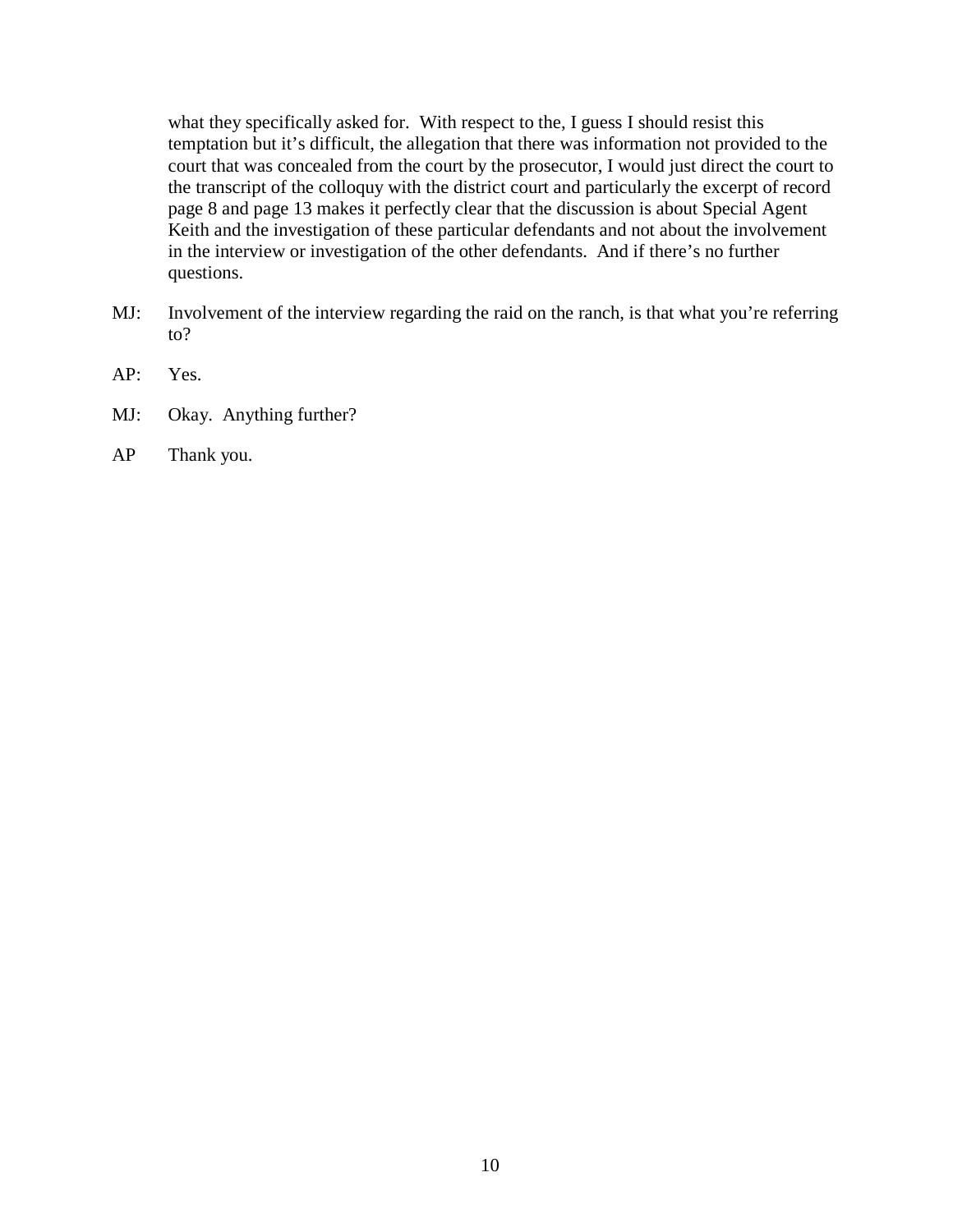what they specifically asked for. With respect to the, I guess I should resist this temptation but it's difficult, the allegation that there was information not provided to the court that was concealed from the court by the prosecutor, I would just direct the court to the transcript of the colloquy with the district court and particularly the excerpt of record page 8 and page 13 makes it perfectly clear that the discussion is about Special Agent Keith and the investigation of these particular defendants and not about the involvement in the interview or investigation of the other defendants. And if there's no further questions.

MJ: Involvement of the interview regarding the raid on the ranch, is that what you're referring to?

AP: Yes.

MJ: Okay. Anything further?

AP Thank you.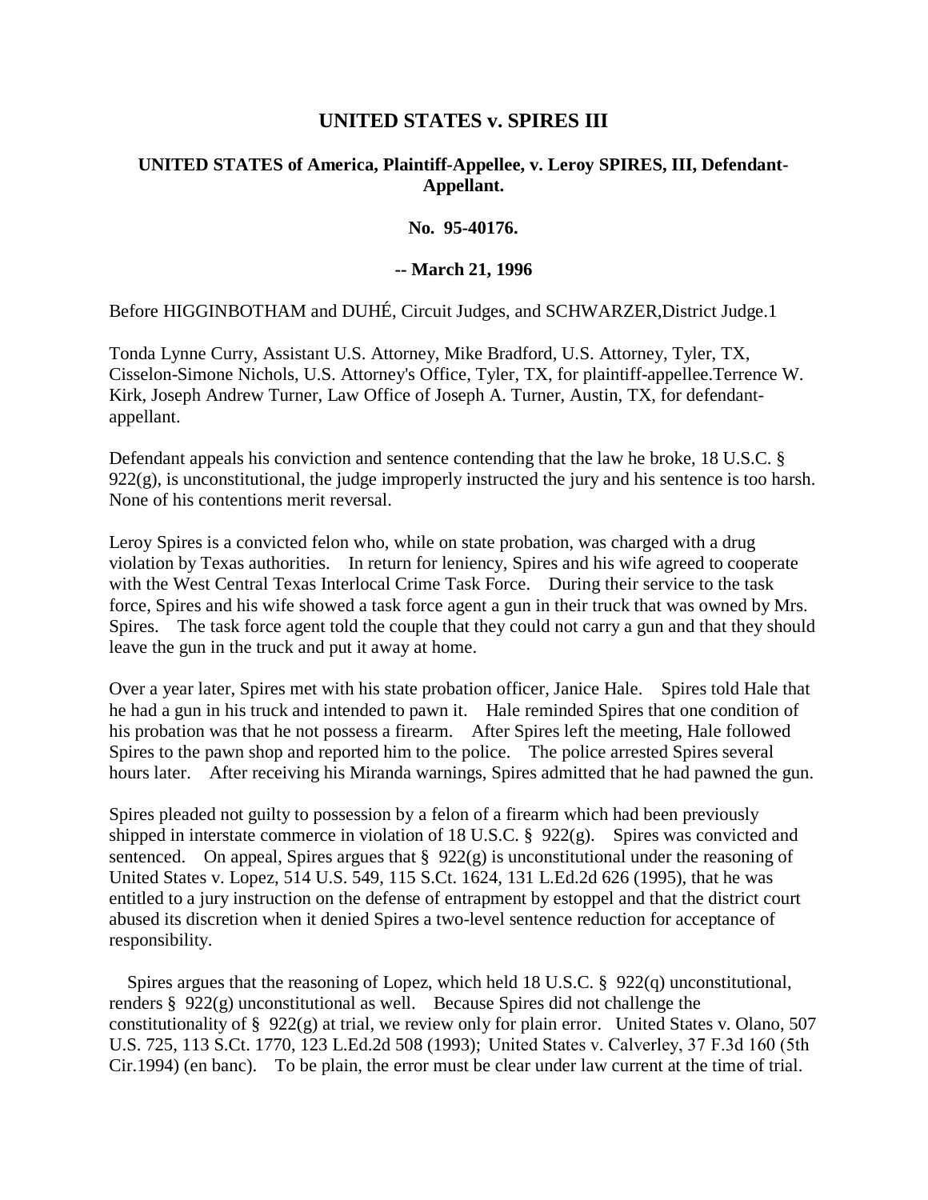# UNITED STATES v. SPIRES III

### UNITED STATES of America, Plaintiff-Appellee, v. Leroy SPIRES, III, Defendant-Appellant.

### No. 95-40176.

### -- March 21, 1996

Before HIGGINBOTHAM and DUHÉ, Circuit Judges, and SCHWARZER,District Judge.1

Tonda Lynne Curry, Assistant U.S. Attorney, Mike Bradford, U.S. Attorney, Tyler, TX, Cisselon-Simone Nichols, U.S. Attorney's Office, Tyler, TX, for plaintiff-appellee.Terrence W. Kirk, Joseph Andrew Turner, Law Office of Joseph A. Turner, Austin, TX, for defendant-appellant.

Defendant appeals his conviction and sentence contending that the law he broke, 18 U.S.C. § 922(g), is unconstitutional, the judge improperly instructed the jury and his sentence is too harsh. None of his contentions merit reversal.

Leroy Spires is a convicted felon who, while on state probation, was charged with a drug violation by Texas authorities. In return for leniency, Spires and his wife agreed to cooperate with the West Central Texas Interlocal Crime Task Force. During their service to the task force, Spires and his wife showed a task force agent a gun in their truck that was owned by Mrs. Spires. The task force agent told the couple that they could not carry a gun and that they should leave the gun in the truck and put it away at home.

Over a year later, Spires met with his state probation officer, Janice Hale. Spires told Hale that he had a gun in his truck and intended to pawn it. Hale reminded Spires that one condition of his probation was that he not possess a firearm. After Spires left the meeting, Hale followed Spires to the pawn shop and reported him to the police. The police arrested Spires several hours later. After receiving his Miranda warnings, Spires admitted that he had pawned the gun.

Spires pleaded not guilty to possession by a felon of a firearm which had been previously shipped in interstate commerce in violation of 18 U.S.C. § 922(g). Spires was convicted and sentenced. On appeal, Spires argues that § 922(g) is unconstitutional under the reasoning of United States v. Lopez, 514 U.S. 549, 115 S.Ct. 1624, 131 L.Ed.2d 626 (1995), that he was entitled to a jury instruction on the defense of entrapment by estoppel and that the district court abused its discretion when it denied Spires a two-level sentence reduction for acceptance of responsibility.

Spires argues that the reasoning of Lopez, which held 18 U.S.C. § 922(q) unconstitutional, renders § 922(g) unconstitutional as well. Because Spires did not challenge the constitutionality of § 922(g) at trial, we review only for plain error. United States v. Olano, 507 U.S. 725, 113 S.Ct. 1770, 123 L.Ed.2d 508 (1993); United States v. Calverley, 37 F.3d 160 (5th Cir.1994) (en banc). To be plain, the error must be clear under law current at the time of trial.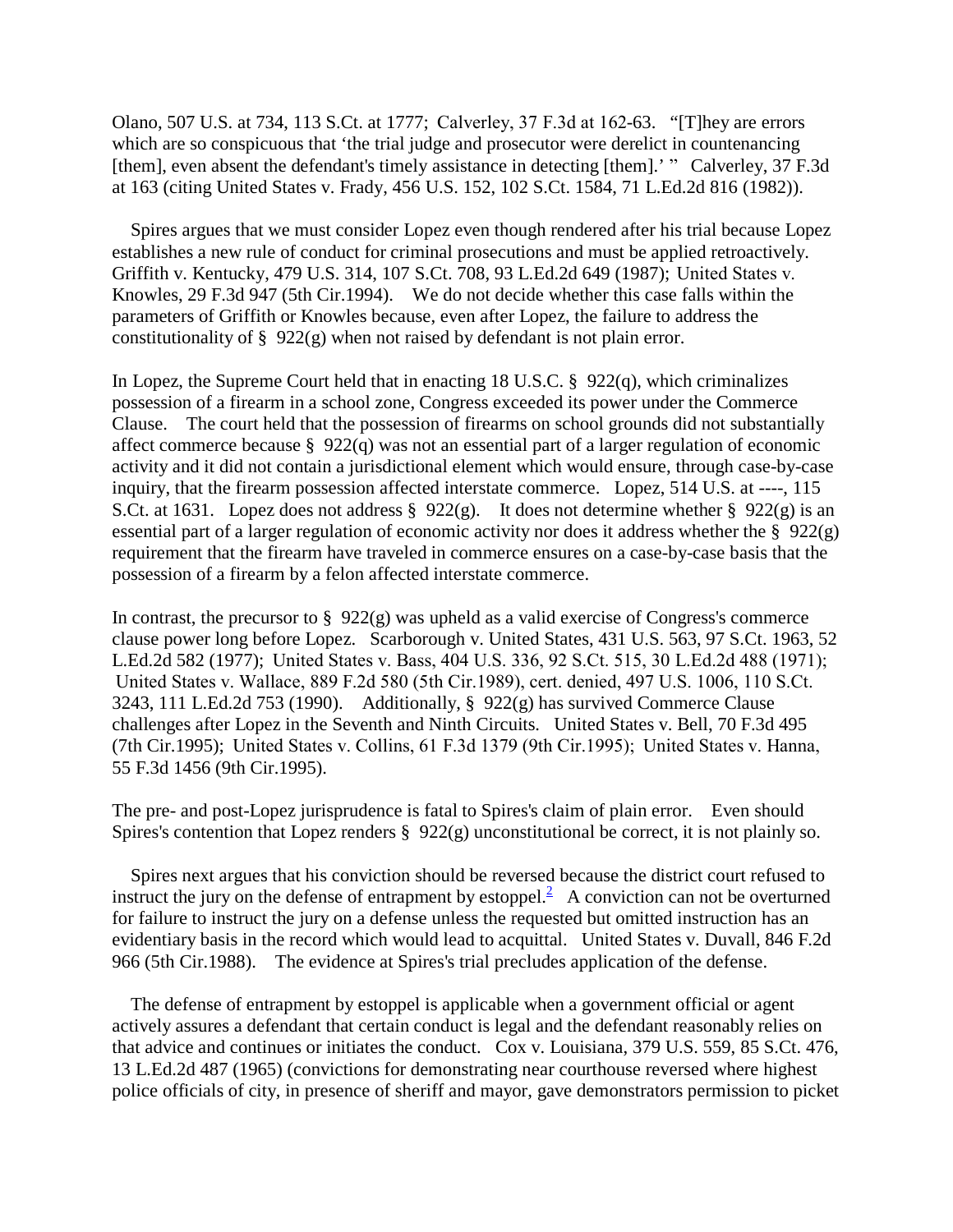Olano, 507 U.S. at 734, 113 S.Ct. at 1777; Calverley, 37 F.3d at 162-63. "[T]hey are errors which are so conspicuous that 'the trial judge and prosecutor were derelict in countenancing [them], even absent the defendant's timely assistance in detecting [them].' " Calverley, 37 F.3d at 163 (citing United States v. Frady, 456 U.S. 152, 102 S.Ct. 1584, 71 L.Ed.2d 816 (1982)).

Spires argues that we must consider Lopez even though rendered after his trial because Lopez establishes a new rule of conduct for criminal prosecutions and must be applied retroactively. Griffith v. Kentucky, 479 U.S. 314, 107 S.Ct. 708, 93 L.Ed.2d 649 (1987); United States v. Knowles, 29 F.3d 947 (5th Cir.1994). We do not decide whether this case falls within the parameters of Griffith or Knowles because, even after Lopez, the failure to address the constitutionality of § 922(g) when not raised by defendant is not plain error.

In Lopez, the Supreme Court held that in enacting 18 U.S.C. § 922(q), which criminalizes possession of a firearm in a school zone, Congress exceeded its power under the Commerce Clause. The court held that the possession of firearms on school grounds did not substantially affect commerce because § 922(q) was not an essential part of a larger regulation of economic activity and it did not contain a jurisdictional element which would ensure, through case-by-case inquiry, that the firearm possession affected interstate commerce. Lopez, 514 U.S. at ----, 115 S.Ct. at 1631. Lopez does not address § 922(g). It does not determine whether § 922(g) is an essential part of a larger regulation of economic activity nor does it address whether the § 922(g) requirement that the firearm have traveled in commerce ensures on a case-by-case basis that the possession of a firearm by a felon affected interstate commerce.

In contrast, the precursor to § 922(g) was upheld as a valid exercise of Congress's commerce clause power long before Lopez. Scarborough v. United States, 431 U.S. 563, 97 S.Ct. 1963, 52 L.Ed.2d 582 (1977); United States v. Bass, 404 U.S. 336, 92 S.Ct. 515, 30 L.Ed.2d 488 (1971); United States v. Wallace, 889 F.2d 580 (5th Cir.1989), cert. denied, 497 U.S. 1006, 110 S.Ct. 3243, 111 L.Ed.2d 753 (1990). Additionally, § 922(g) has survived Commerce Clause challenges after Lopez in the Seventh and Ninth Circuits. United States v. Bell, 70 F.3d 495 (7th Cir.1995); United States v. Collins, 61 F.3d 1379 (9th Cir.1995); United States v. Hanna, 55 F.3d 1456 (9th Cir.1995).

The pre- and post-Lopez jurisprudence is fatal to Spires's claim of plain error. Even should Spires's contention that Lopez renders § 922(g) unconstitutional be correct, it is not plainly so.

Spires next argues that his conviction should be reversed because the district court refused to instruct the jury on the defense of entrapment by estoppel.[2] A conviction can not be overturned for failure to instruct the jury on a defense unless the requested but omitted instruction has an evidentiary basis in the record which would lead to acquittal. United States v. Duvall, 846 F.2d 966 (5th Cir.1988). The evidence at Spires's trial precludes application of the defense.

The defense of entrapment by estoppel is applicable when a government official or agent actively assures a defendant that certain conduct is legal and the defendant reasonably relies on that advice and continues or initiates the conduct. Cox v. Louisiana, 379 U.S. 559, 85 S.Ct. 476, 13 L.Ed.2d 487 (1965) (convictions for demonstrating near courthouse reversed where highest police officials of city, in presence of sheriff and mayor, gave demonstrators permission to picket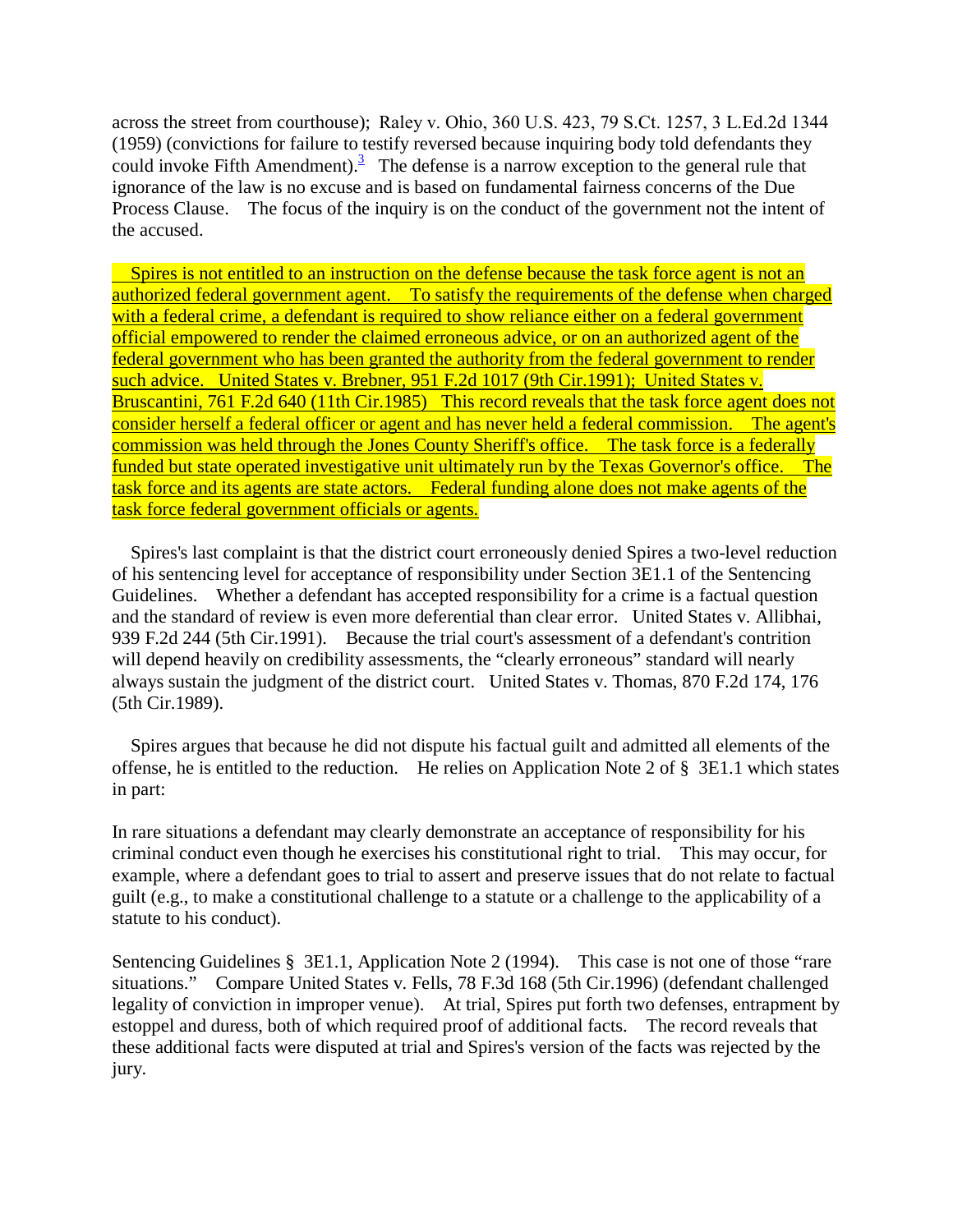across the street from courthouse); Raley v. Ohio, 360 U.S. 423, 79 S.Ct. 1257, 3 L.Ed.2d 1344 (1959) (convictions for failure to testify reversed because inquiring body told defendants they could invoke Fifth Amendment).[3] The defense is a narrow exception to the general rule that ignorance of the law is no excuse and is based on fundamental fairness concerns of the Due Process Clause. The focus of the inquiry is on the conduct of the government not the intent of the accused.

Spires is not entitled to an instruction on the defense because the task force agent is not an authorized federal government agent. To satisfy the requirements of the defense when charged with a federal crime, a defendant is required to show reliance either on a federal government official empowered to render the claimed erroneous advice, or on an authorized agent of the federal government who has been granted the authority from the federal government to render such advice. United States v. Brebner, 951 F.2d 1017 (9th Cir.1991); United States v. Bruscantini, 761 F.2d 640 (11th Cir.1985) This record reveals that the task force agent does not consider herself a federal officer or agent and has never held a federal commission. The agent's commission was held through the Jones County Sheriff's office. The task force is a federally funded but state operated investigative unit ultimately run by the Texas Governor's office. The task force and its agents are state actors. Federal funding alone does not make agents of the task force federal government officials or agents.

Spires's last complaint is that the district court erroneously denied Spires a two-level reduction of his sentencing level for acceptance of responsibility under Section 3E1.1 of the Sentencing Guidelines. Whether a defendant has accepted responsibility for a crime is a factual question and the standard of review is even more deferential than clear error. United States v. Allibhai, 939 F.2d 244 (5th Cir.1991). Because the trial court's assessment of a defendant's contrition will depend heavily on credibility assessments, the "clearly erroneous" standard will nearly always sustain the judgment of the district court. United States v. Thomas, 870 F.2d 174, 176 (5th Cir.1989).

Spires argues that because he did not dispute his factual guilt and admitted all elements of the offense, he is entitled to the reduction. He relies on Application Note 2 of § 3E1.1 which states in part:

In rare situations a defendant may clearly demonstrate an acceptance of responsibility for his criminal conduct even though he exercises his constitutional right to trial. This may occur, for example, where a defendant goes to trial to assert and preserve issues that do not relate to factual guilt (e.g., to make a constitutional challenge to a statute or a challenge to the applicability of a statute to his conduct).

Sentencing Guidelines § 3E1.1, Application Note 2 (1994). This case is not one of those "rare situations." Compare United States v. Fells, 78 F.3d 168 (5th Cir.1996) (defendant challenged legality of conviction in improper venue). At trial, Spires put forth two defenses, entrapment by estoppel and duress, both of which required proof of additional facts. The record reveals that these additional facts were disputed at trial and Spires's version of the facts was rejected by the jury.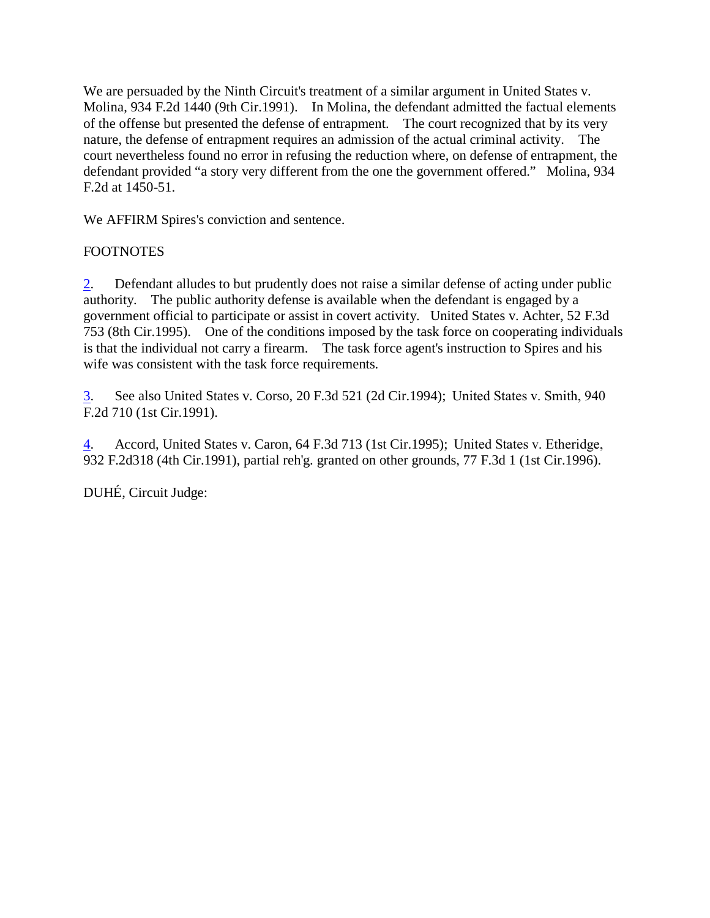We are persuaded by the Ninth Circuit's treatment of a similar argument in United States v. Molina, 934 F.2d 1440 (9th Cir.1991). In Molina, the defendant admitted the factual elements of the offense but presented the defense of entrapment. The court recognized that by its very nature, the defense of entrapment requires an admission of the actual criminal activity. The court nevertheless found no error in refusing the reduction where, on defense of entrapment, the defendant provided "a story very different from the one the government offered." Molina, 934 F.2d at 1450-51.

We AFFIRM Spires's conviction and sentence.

FOOTNOTES

2. Defendant alludes to but prudently does not raise a similar defense of acting under public authority. The public authority defense is available when the defendant is engaged by a government official to participate or assist in covert activity. United States v. Achter, 52 F.3d 753 (8th Cir.1995). One of the conditions imposed by the task force on cooperating individuals is that the individual not carry a firearm. The task force agent's instruction to Spires and his wife was consistent with the task force requirements.

3. See also United States v. Corso, 20 F.3d 521 (2d Cir.1994); United States v. Smith, 940 F.2d 710 (1st Cir.1991).

4. Accord, United States v. Caron, 64 F.3d 713 (1st Cir.1995); United States v. Etheridge, 932 F.2d318 (4th Cir.1991), partial reh'g. granted on other grounds, 77 F.3d 1 (1st Cir.1996).

DUHÉ, Circuit Judge: